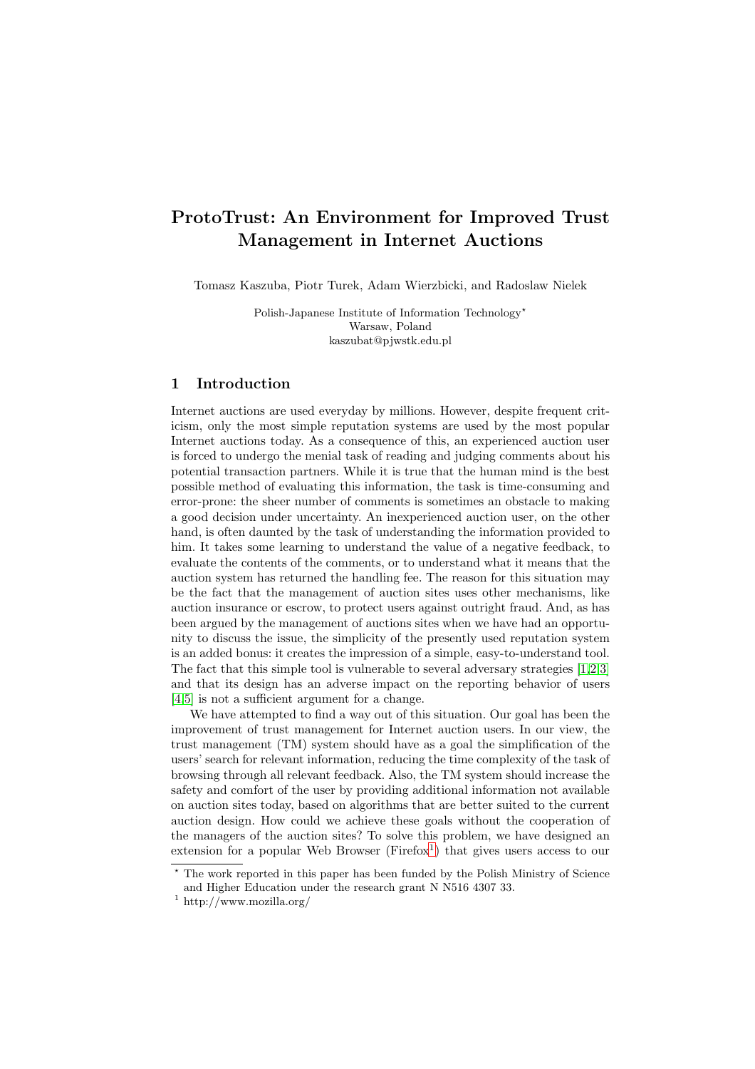# ProtoTrust: An Environment for Improved Trust Management in Internet Auctions

Tomasz Kaszuba, Piotr Turek, Adam Wierzbicki, and Radoslaw Nielek

Polish-Japanese Institute of Information Technology*
Warsaw, Poland
kaszubat@pjwstk.edu.pl

## 1 Introduction

Internet auctions are used everyday by millions. However, despite frequent criticism, only the most simple reputation systems are used by the most popular Internet auctions today. As a consequence of this, an experienced auction user is forced to undergo the menial task of reading and judging comments about his potential transaction partners. While it is true that the human mind is the best possible method of evaluating this information, the task is time-consuming and error-prone: the sheer number of comments is sometimes an obstacle to making a good decision under uncertainty. An inexperienced auction user, on the other hand, is often daunted by the task of understanding the information provided to him. It takes some learning to understand the value of a negative feedback, to evaluate the contents of the comments, or to understand what it means that the auction system has returned the handling fee. The reason for this situation may be the fact that the management of auction sites uses other mechanisms, like auction insurance or escrow, to protect users against outright fraud. And, as has been argued by the management of auctions sites when we have had an opportunity to discuss the issue, the simplicity of the presently used reputation system is an added bonus: it creates the impression of a simple, easy-to-understand tool. The fact that this simple tool is vulnerable to several adversary strategies [1,2,3] and that its design has an adverse impact on the reporting behavior of users [4,5] is not a sufficient argument for a change.

We have attempted to find a way out of this situation. Our goal has been the improvement of trust management for Internet auction users. In our view, the trust management (TM) system should have as a goal the simplification of the users' search for relevant information, reducing the time complexity of the task of browsing through all relevant feedback. Also, the TM system should increase the safety and comfort of the user by providing additional information not available on auction sites today, based on algorithms that are better suited to the current auction design. How could we achieve these goals without the cooperation of the managers of the auction sites? To solve this problem, we have designed an extension for a popular Web Browser (Firefox[1]) that gives users access to our

---

* The work reported in this paper has been funded by the Polish Ministry of Science and Higher Education under the research grant N N516 4307 33.

[1] http://www.mozilla.org/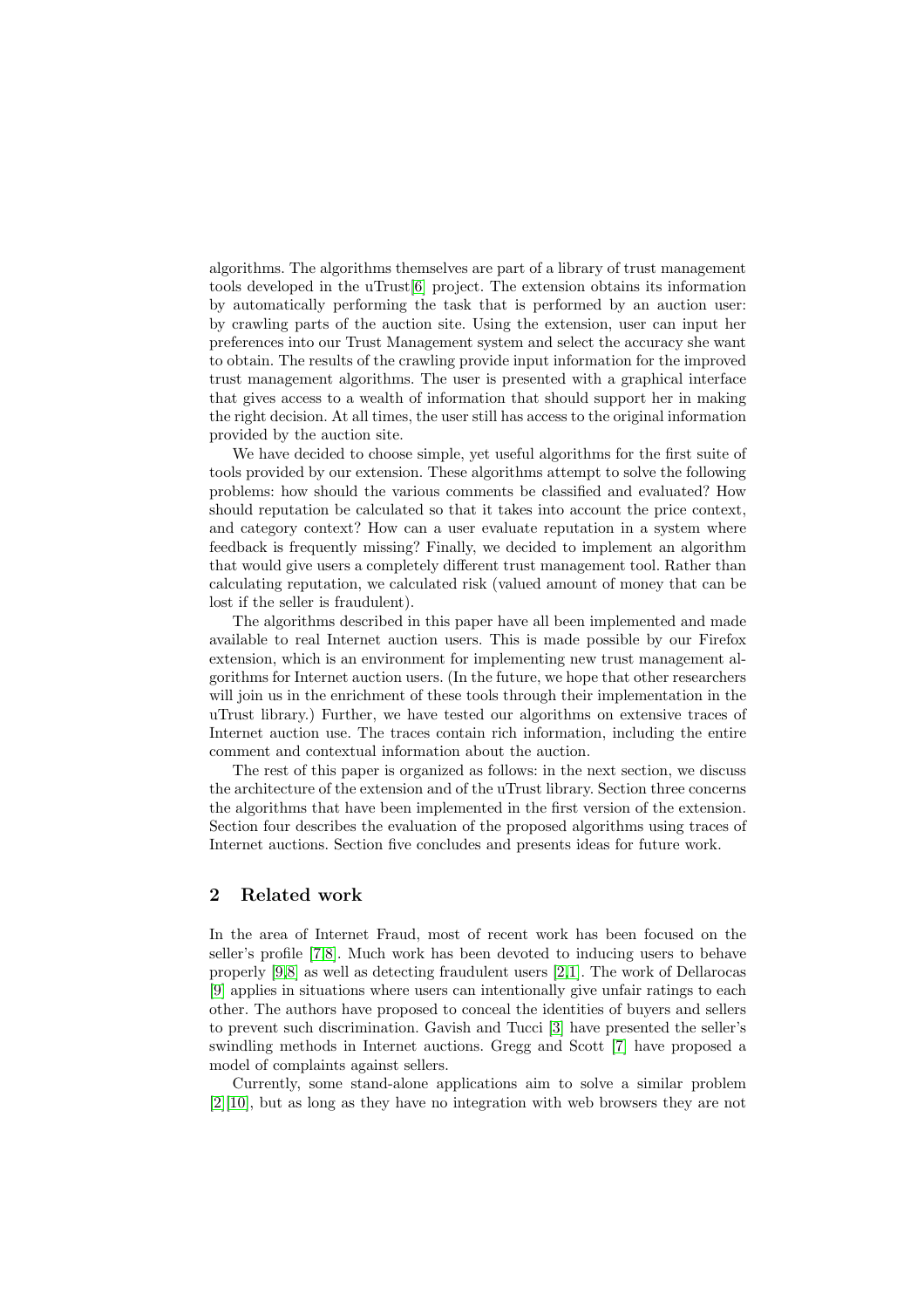algorithms. The algorithms themselves are part of a library of trust management tools developed in the uTrust[6] project. The extension obtains its information by automatically performing the task that is performed by an auction user: by crawling parts of the auction site. Using the extension, user can input her preferences into our Trust Management system and select the accuracy she want to obtain. The results of the crawling provide input information for the improved trust management algorithms. The user is presented with a graphical interface that gives access to a wealth of information that should support her in making the right decision. At all times, the user still has access to the original information provided by the auction site.

We have decided to choose simple, yet useful algorithms for the first suite of tools provided by our extension. These algorithms attempt to solve the following problems: how should the various comments be classified and evaluated? How should reputation be calculated so that it takes into account the price context, and category context? How can a user evaluate reputation in a system where feedback is frequently missing? Finally, we decided to implement an algorithm that would give users a completely different trust management tool. Rather than calculating reputation, we calculated risk (valued amount of money that can be lost if the seller is fraudulent).

The algorithms described in this paper have all been implemented and made available to real Internet auction users. This is made possible by our Firefox extension, which is an environment for implementing new trust management algorithms for Internet auction users. (In the future, we hope that other researchers will join us in the enrichment of these tools through their implementation in the uTrust library.) Further, we have tested our algorithms on extensive traces of Internet auction use. The traces contain rich information, including the entire comment and contextual information about the auction.

The rest of this paper is organized as follows: in the next section, we discuss the architecture of the extension and of the uTrust library. Section three concerns the algorithms that have been implemented in the first version of the extension. Section four describes the evaluation of the proposed algorithms using traces of Internet auctions. Section five concludes and presents ideas for future work.

## 2 Related work

In the area of Internet Fraud, most of recent work has been focused on the seller's profile [7][8]. Much work has been devoted to inducing users to behave properly [9][8] as well as detecting fraudulent users [2][1]. The work of Dellarocas [9] applies in situations where users can intentionally give unfair ratings to each other. The authors have proposed to conceal the identities of buyers and sellers to prevent such discrimination. Gavish and Tucci [3] have presented the seller's swindling methods in Internet auctions. Gregg and Scott [7] have proposed a model of complaints against sellers.

Currently, some stand-alone applications aim to solve a similar problem [2][10], but as long as they have no integration with web browsers they are not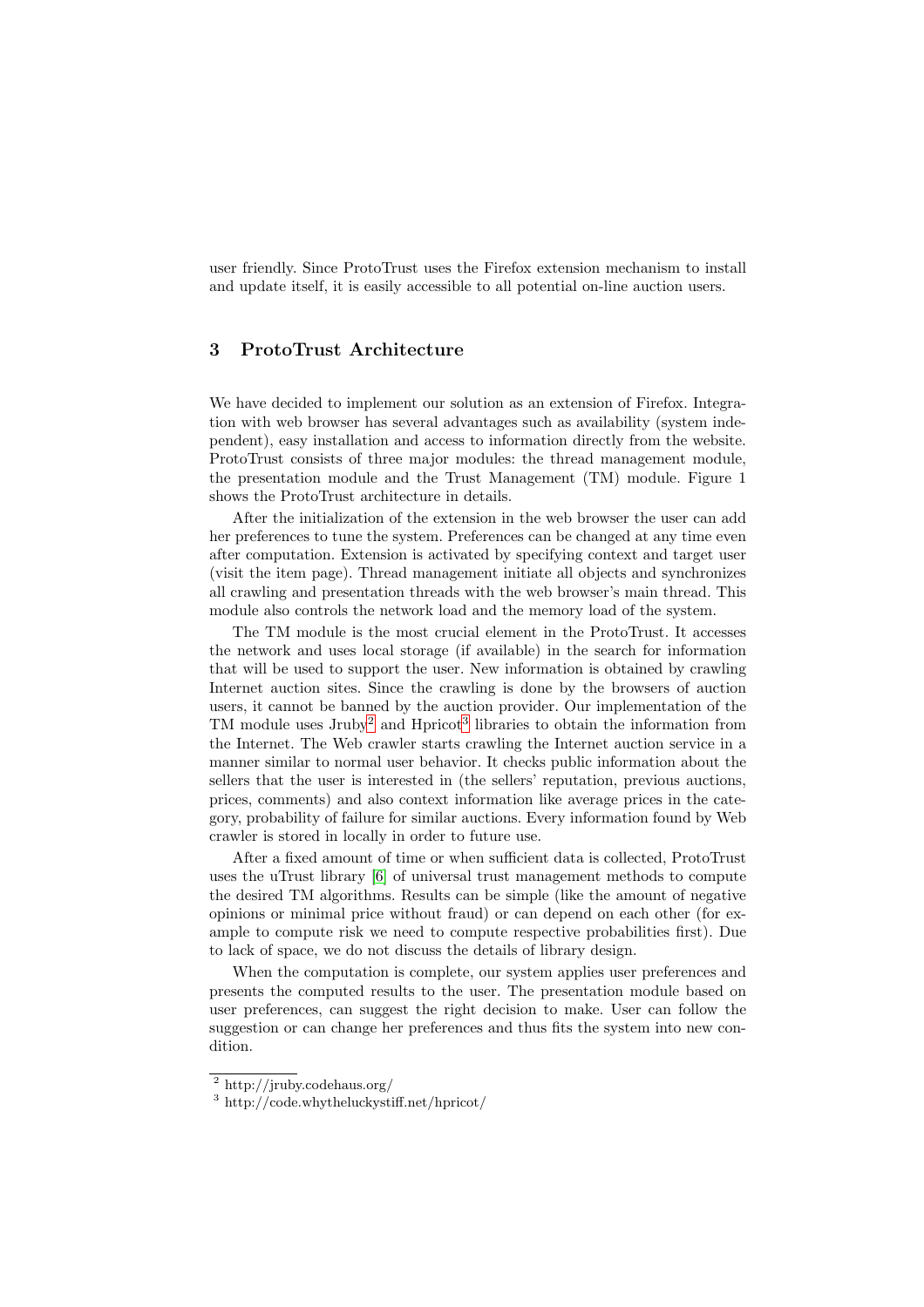user friendly. Since ProtoTrust uses the Firefox extension mechanism to install and update itself, it is easily accessible to all potential on-line auction users.

## 3 ProtoTrust Architecture

We have decided to implement our solution as an extension of Firefox. Integration with web browser has several advantages such as availability (system independent), easy installation and access to information directly from the website. ProtoTrust consists of three major modules: the thread management module, the presentation module and the Trust Management (TM) module. Figure 1 shows the ProtoTrust architecture in details.

After the initialization of the extension in the web browser the user can add her preferences to tune the system. Preferences can be changed at any time even after computation. Extension is activated by specifying context and target user (visit the item page). Thread management initiate all objects and synchronizes all crawling and presentation threads with the web browser's main thread. This module also controls the network load and the memory load of the system.

The TM module is the most crucial element in the ProtoTrust. It accesses the network and uses local storage (if available) in the search for information that will be used to support the user. New information is obtained by crawling Internet auction sites. Since the crawling is done by the browsers of auction users, it cannot be banned by the auction provider. Our implementation of the TM module uses Jruby[2] and Hpricot[3] libraries to obtain the information from the Internet. The Web crawler starts crawling the Internet auction service in a manner similar to normal user behavior. It checks public information about the sellers that the user is interested in (the sellers' reputation, previous auctions, prices, comments) and also context information like average prices in the category, probability of failure for similar auctions. Every information found by Web crawler is stored in locally in order to future use.

After a fixed amount of time or when sufficient data is collected, ProtoTrust uses the uTrust library [6] of universal trust management methods to compute the desired TM algorithms. Results can be simple (like the amount of negative opinions or minimal price without fraud) or can depend on each other (for example to compute risk we need to compute respective probabilities first). Due to lack of space, we do not discuss the details of library design.

When the computation is complete, our system applies user preferences and presents the computed results to the user. The presentation module based on user preferences, can suggest the right decision to make. User can follow the suggestion or can change her preferences and thus fits the system into new condition.

---

[2] http://jruby.codehaus.org/

[3] http://code.whytheluckystiff.net/hpricot/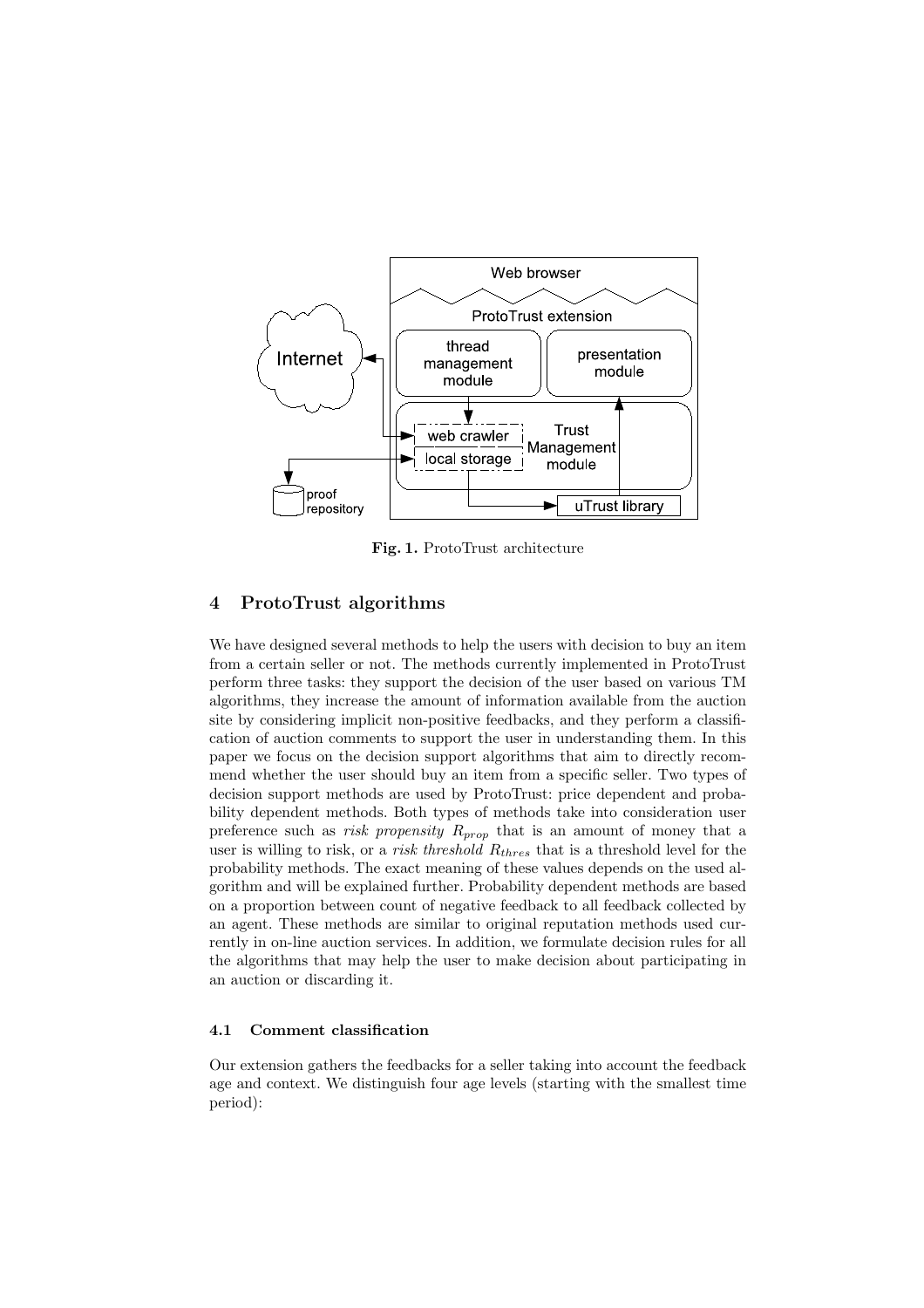Fig. 1. ProtoTrust architecture

## 4 ProtoTrust algorithms

We have designed several methods to help the users with decision to buy an item from a certain seller or not. The methods currently implemented in ProtoTrust perform three tasks: they support the decision of the user based on various TM algorithms, they increase the amount of information available from the auction site by considering implicit non-positive feedbacks, and they perform a classification of auction comments to support the user in understanding them. In this paper we focus on the decision support algorithms that aim to directly recommend whether the user should buy an item from a specific seller. Two types of decision support methods are used by ProtoTrust: price dependent and probability dependent methods. Both types of methods take into consideration user preference such as *risk propensity* $R_{prop}$ that is an amount of money that a user is willing to risk, or a *risk threshold* $R_{thres}$ that is a threshold level for the probability methods. The exact meaning of these values depends on the used algorithm and will be explained further. Probability dependent methods are based on a proportion between count of negative feedback to all feedback collected by an agent. These methods are similar to original reputation methods used currently in on-line auction services. In addition, we formulate decision rules for all the algorithms that may help the user to make decision about participating in an auction or discarding it.

### 4.1 Comment classification

Our extension gathers the feedbacks for a seller taking into account the feedback age and context. We distinguish four age levels (starting with the smallest time period):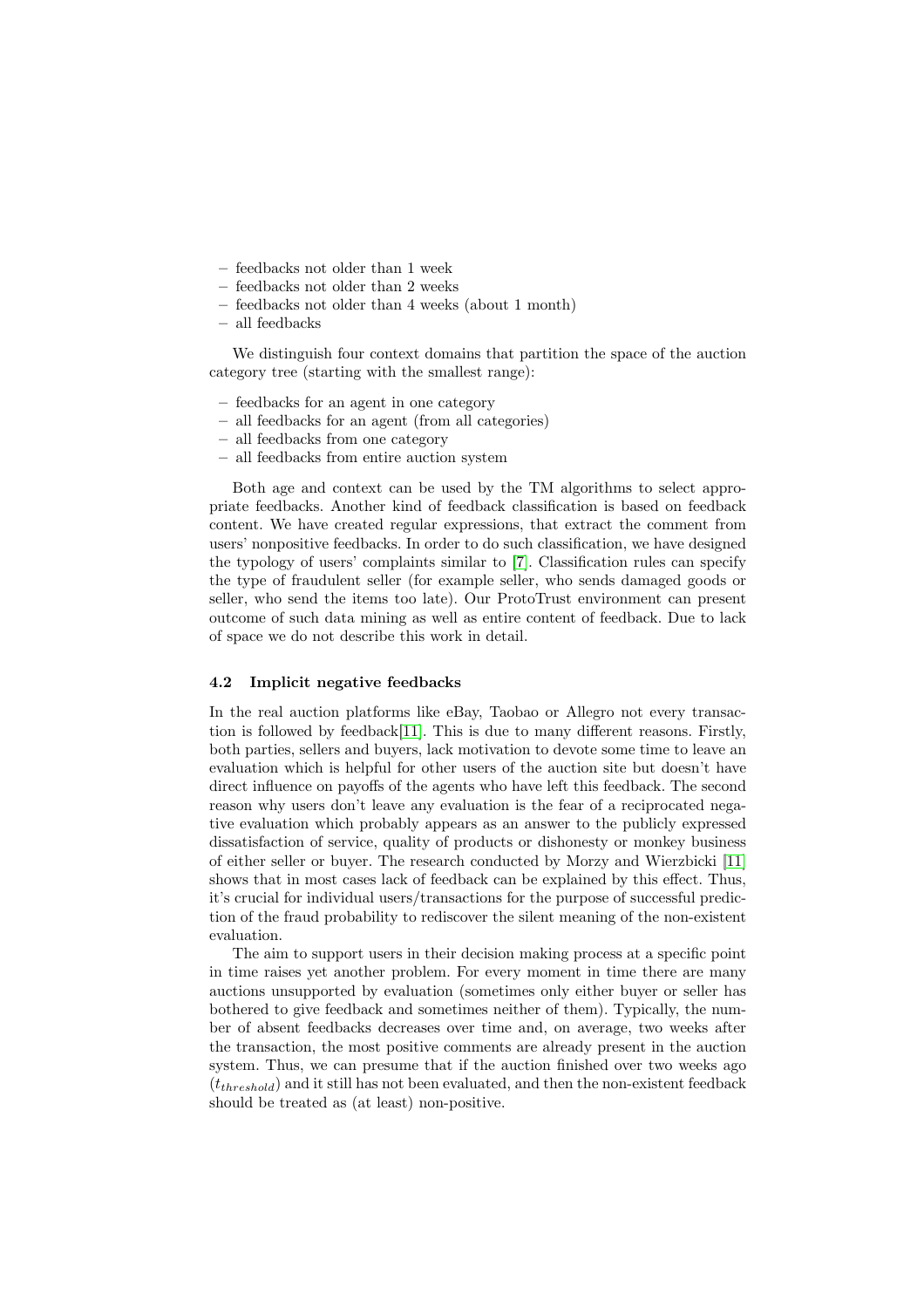- feedbacks not older than 1 week
- feedbacks not older than 2 weeks
- feedbacks not older than 4 weeks (about 1 month)
- all feedbacks

We distinguish four context domains that partition the space of the auction category tree (starting with the smallest range):

- feedbacks for an agent in one category
- all feedbacks for an agent (from all categories)
- all feedbacks from one category
- all feedbacks from entire auction system

Both age and context can be used by the TM algorithms to select appropriate feedbacks. Another kind of feedback classification is based on feedback content. We have created regular expressions, that extract the comment from users' nonpositive feedbacks. In order to do such classification, we have designed the typology of users' complaints similar to [7]. Classification rules can specify the type of fraudulent seller (for example seller, who sends damaged goods or seller, who send the items too late). Our ProtoTrust environment can present outcome of such data mining as well as entire content of feedback. Due to lack of space we do not describe this work in detail.

### 4.2 Implicit negative feedbacks

In the real auction platforms like eBay, Taobao or Allegro not every transaction is followed by feedback[11]. This is due to many different reasons. Firstly, both parties, sellers and buyers, lack motivation to devote some time to leave an evaluation which is helpful for other users of the auction site but doesn't have direct influence on payoffs of the agents who have left this feedback. The second reason why users don't leave any evaluation is the fear of a reciprocated negative evaluation which probably appears as an answer to the publicly expressed dissatisfaction of service, quality of products or dishonesty or monkey business of either seller or buyer. The research conducted by Morzy and Wierzbicki [11] shows that in most cases lack of feedback can be explained by this effect. Thus, it's crucial for individual users/transactions for the purpose of successful prediction of the fraud probability to rediscover the silent meaning of the non-existent evaluation.

The aim to support users in their decision making process at a specific point in time raises yet another problem. For every moment in time there are many auctions unsupported by evaluation (sometimes only either buyer or seller has bothered to give feedback and sometimes neither of them). Typically, the number of absent feedbacks decreases over time and, on average, two weeks after the transaction, the most positive comments are already present in the auction system. Thus, we can presume that if the auction finished over two weeks ago ($t_{threshold}$) and it still has not been evaluated, and then the non-existent feedback should be treated as (at least) non-positive.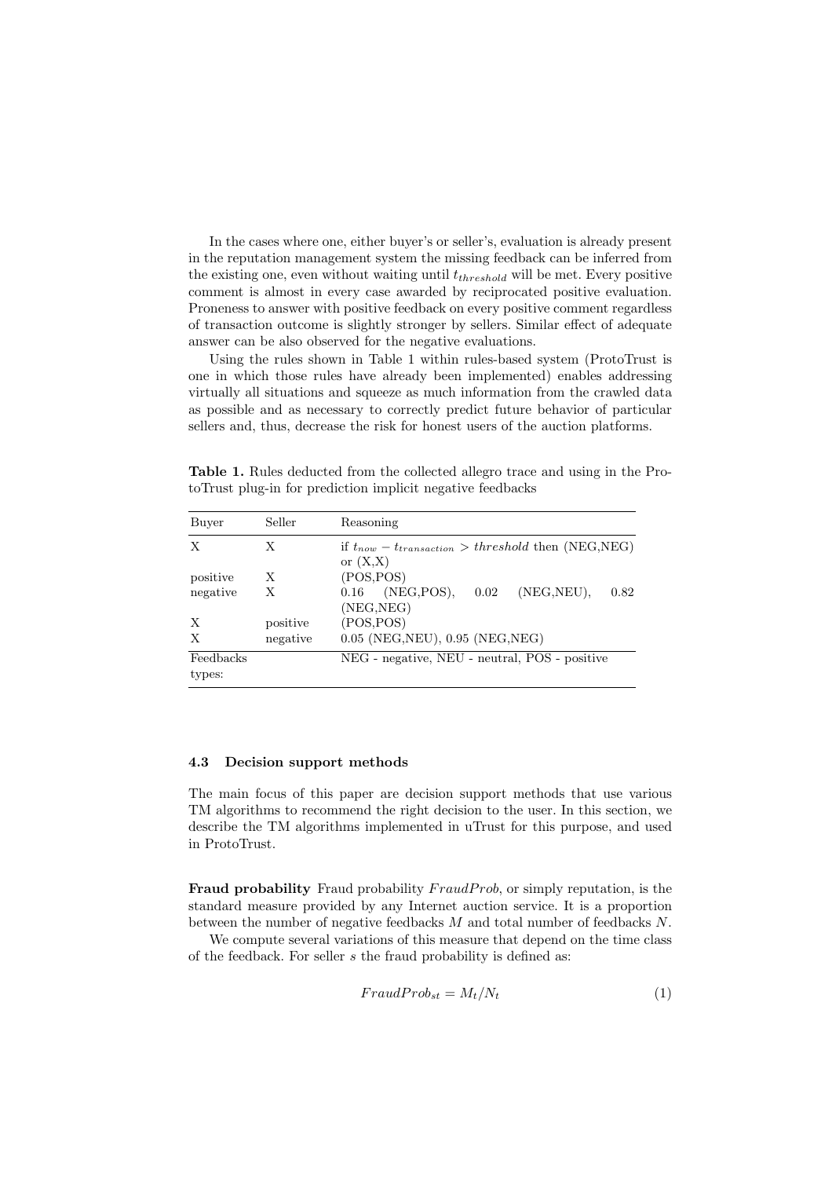In the cases where one, either buyer's or seller's, evaluation is already present in the reputation management system the missing feedback can be inferred from the existing one, even without waiting until $t_{threshold}$ will be met. Every positive comment is almost in every case awarded by reciprocated positive evaluation. Proneness to answer with positive feedback on every positive comment regardless of transaction outcome is slightly stronger by sellers. Similar effect of adequate answer can be also observed for the negative evaluations.

Using the rules shown in Table 1 within rules-based system (ProtoTrust is one in which those rules have already been implemented) enables addressing virtually all situations and squeeze as much information from the crawled data as possible and as necessary to correctly predict future behavior of particular sellers and, thus, decrease the risk for honest users of the auction platforms.

**Table 1.** Rules deducted from the collected allegro trace and using in the ProtoTrust plug-in for prediction implicit negative feedbacks

| Buyer | Seller | Reasoning |
|---|---|---|
| X | X | if $t_{now} - t_{transaction} > threshold$ then (NEG,NEG) or (X,X) |
| positive | X | (POS,POS) |
| negative | X | 0.16 (NEG,POS), 0.02 (NEG,NEU), 0.82 (NEG,NEG) |
| X | positive | (POS,POS) |
| X | negative | 0.05 (NEG,NEU), 0.95 (NEG,NEG) |
| Feedbacks types: | | NEG - negative, NEU - neutral, POS - positive |

### 4.3 Decision support methods

The main focus of this paper are decision support methods that use various TM algorithms to recommend the right decision to the user. In this section, we describe the TM algorithms implemented in uTrust for this purpose, and used in ProtoTrust.

**Fraud probability** Fraud probability $FraudProb$, or simply reputation, is the standard measure provided by any Internet auction service. It is a proportion between the number of negative feedbacks $M$ and total number of feedbacks $N$.

We compute several variations of this measure that depend on the time class of the feedback. For seller $s$ the fraud probability is defined as:

$$FraudProb_{st} = M_t/N_t \tag{1}$$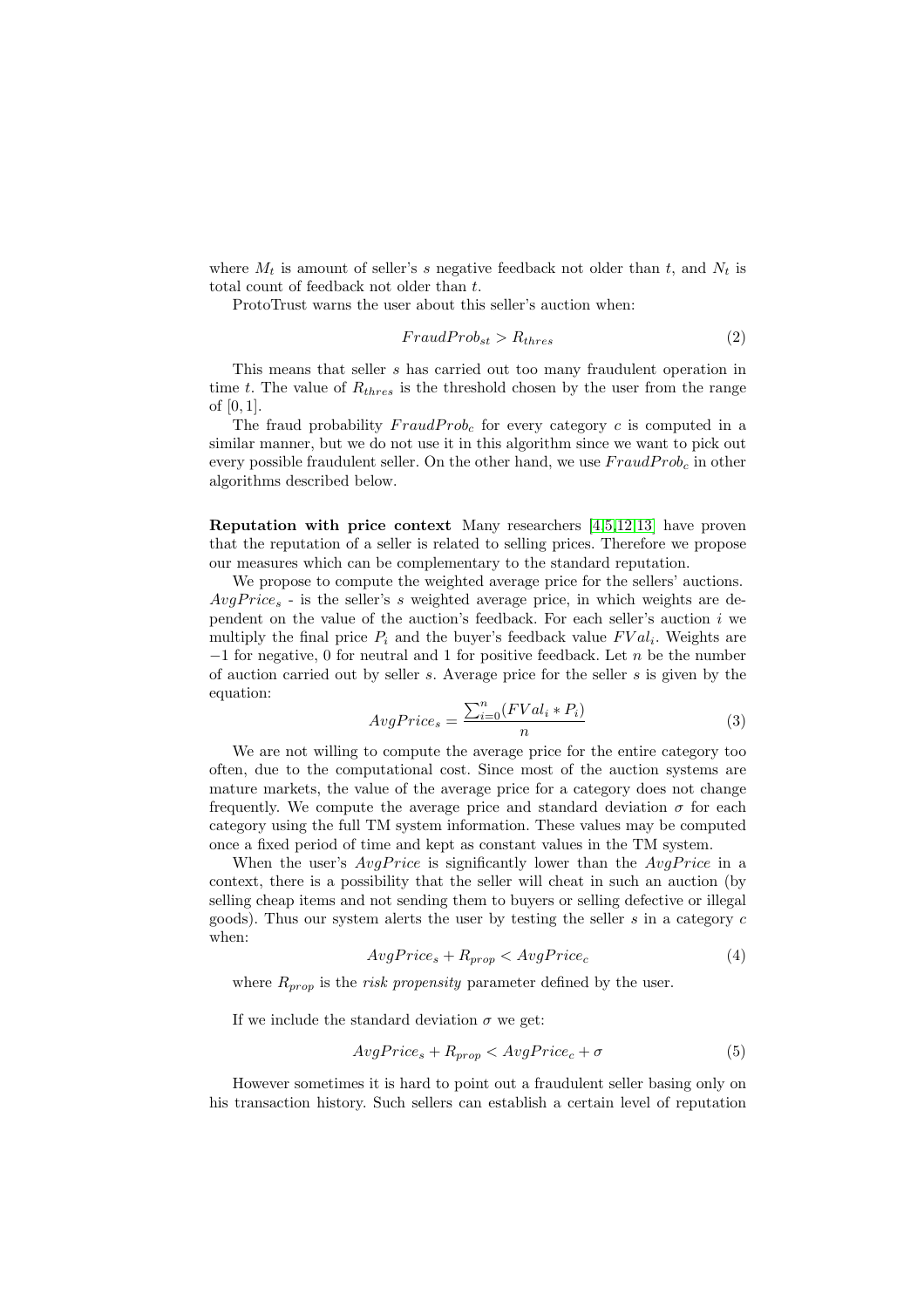where $M_t$ is amount of seller's $s$ negative feedback not older than $t$, and $N_t$ is total count of feedback not older than $t$.

ProtoTrust warns the user about this seller's auction when:

$$FraudProb_{st} > R_{thres} \tag{2}$$

This means that seller $s$ has carried out too many fraudulent operation in time $t$. The value of $R_{thres}$ is the threshold chosen by the user from the range of $[0, 1]$.

The fraud probability $FraudProb_c$ for every category $c$ is computed in a similar manner, but we do not use it in this algorithm since we want to pick out every possible fraudulent seller. On the other hand, we use $FraudProb_c$ in other algorithms described below.

**Reputation with price context** Many researchers [4,5,12,13] have proven that the reputation of a seller is related to selling prices. Therefore we propose our measures which can be complementary to the standard reputation.

We propose to compute the weighted average price for the sellers' auctions. $AvgPrice_s$ - is the seller's $s$ weighted average price, in which weights are dependent on the value of the auction's feedback. For each seller's auction $i$ we multiply the final price $P_i$ and the buyer's feedback value $FVal_i$. Weights are $-1$ for negative, 0 for neutral and 1 for positive feedback. Let $n$ be the number of auction carried out by seller $s$. Average price for the seller $s$ is given by the equation:

$$AvgPrice_s = \frac{\sum_{i=0}^{n}(FVal_i * P_i)}{n} \tag{3}$$

We are not willing to compute the average price for the entire category too often, due to the computational cost. Since most of the auction systems are mature markets, the value of the average price for a category does not change frequently. We compute the average price and standard deviation $\sigma$ for each category using the full TM system information. These values may be computed once a fixed period of time and kept as constant values in the TM system.

When the user's $AvgPrice$ is significantly lower than the $AvgPrice$ in a context, there is a possibility that the seller will cheat in such an auction (by selling cheap items and not sending them to buyers or selling defective or illegal goods). Thus our system alerts the user by testing the seller $s$ in a category $c$ when:

$$AvgPrice_s + R_{prop} < AvgPrice_c \tag{4}$$

where $R_{prop}$ is the *risk propensity* parameter defined by the user.

If we include the standard deviation $\sigma$ we get:

$$AvgPrice_s + R_{prop} < AvgPrice_c + \sigma \tag{5}$$

However sometimes it is hard to point out a fraudulent seller basing only on his transaction history. Such sellers can establish a certain level of reputation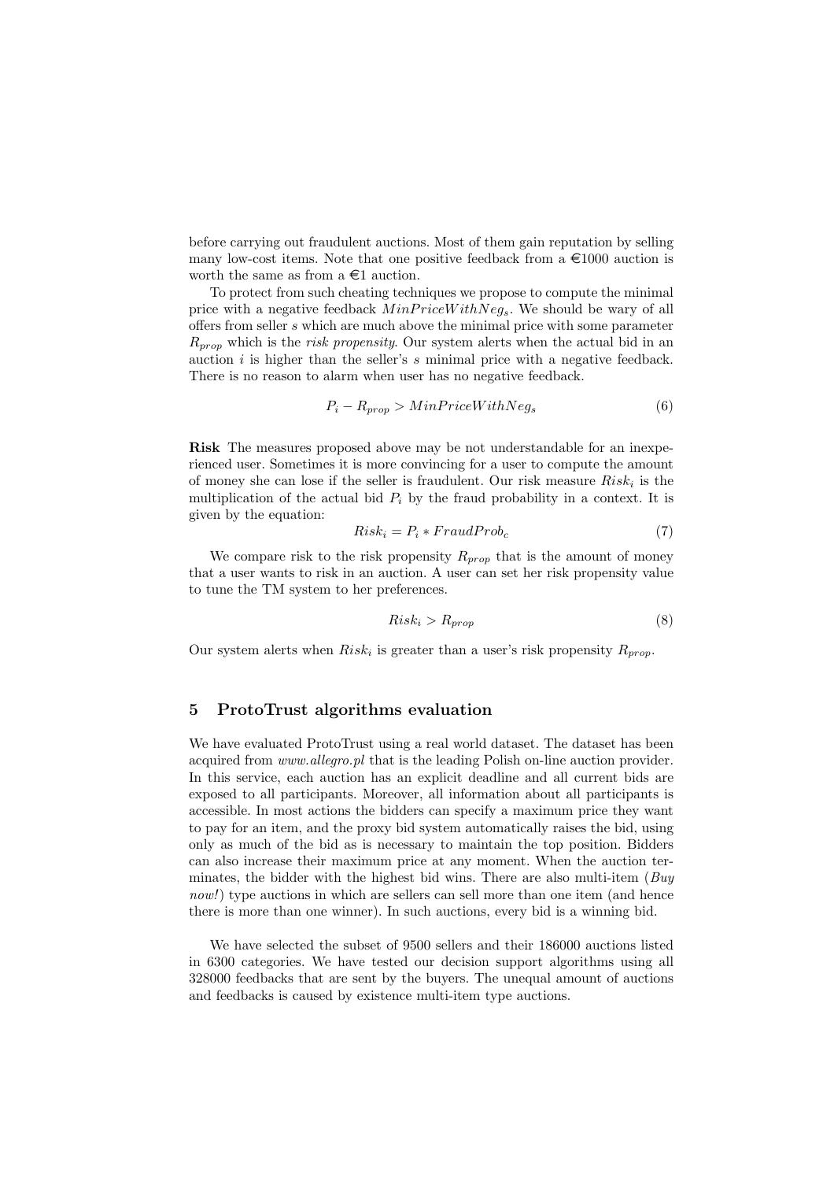before carrying out fraudulent auctions. Most of them gain reputation by selling many low-cost items. Note that one positive feedback from a €1000 auction is worth the same as from a €1 auction.

To protect from such cheating techniques we propose to compute the minimal price with a negative feedback $MinPriceWithNeg_s$. We should be wary of all offers from seller $s$ which are much above the minimal price with some parameter $R_{prop}$ which is the *risk propensity*. Our system alerts when the actual bid in an auction $i$ is higher than the seller's $s$ minimal price with a negative feedback. There is no reason to alarm when user has no negative feedback.

$$P_i - R_{prop} > MinPriceWithNeg_s \tag{6}$$

**Risk** The measures proposed above may be not understandable for an inexperienced user. Sometimes it is more convincing for a user to compute the amount of money she can lose if the seller is fraudulent. Our risk measure $Risk_i$ is the multiplication of the actual bid $P_i$ by the fraud probability in a context. It is given by the equation:

$$Risk_i = P_i * FraudProb_c \tag{7}$$

We compare risk to the risk propensity $R_{prop}$ that is the amount of money that a user wants to risk in an auction. A user can set her risk propensity value to tune the TM system to her preferences.

$$Risk_i > R_{prop} \tag{8}$$

Our system alerts when $Risk_i$ is greater than a user's risk propensity $R_{prop}$.

## 5 ProtoTrust algorithms evaluation

We have evaluated ProtoTrust using a real world dataset. The dataset has been acquired from *www.allegro.pl* that is the leading Polish on-line auction provider. In this service, each auction has an explicit deadline and all current bids are exposed to all participants. Moreover, all information about all participants is accessible. In most actions the bidders can specify a maximum price they want to pay for an item, and the proxy bid system automatically raises the bid, using only as much of the bid as is necessary to maintain the top position. Bidders can also increase their maximum price at any moment. When the auction terminates, the bidder with the highest bid wins. There are also multi-item (*Buy now!*) type auctions in which are sellers can sell more than one item (and hence there is more than one winner). In such auctions, every bid is a winning bid.

We have selected the subset of 9500 sellers and their 186000 auctions listed in 6300 categories. We have tested our decision support algorithms using all 328000 feedbacks that are sent by the buyers. The unequal amount of auctions and feedbacks is caused by existence multi-item type auctions.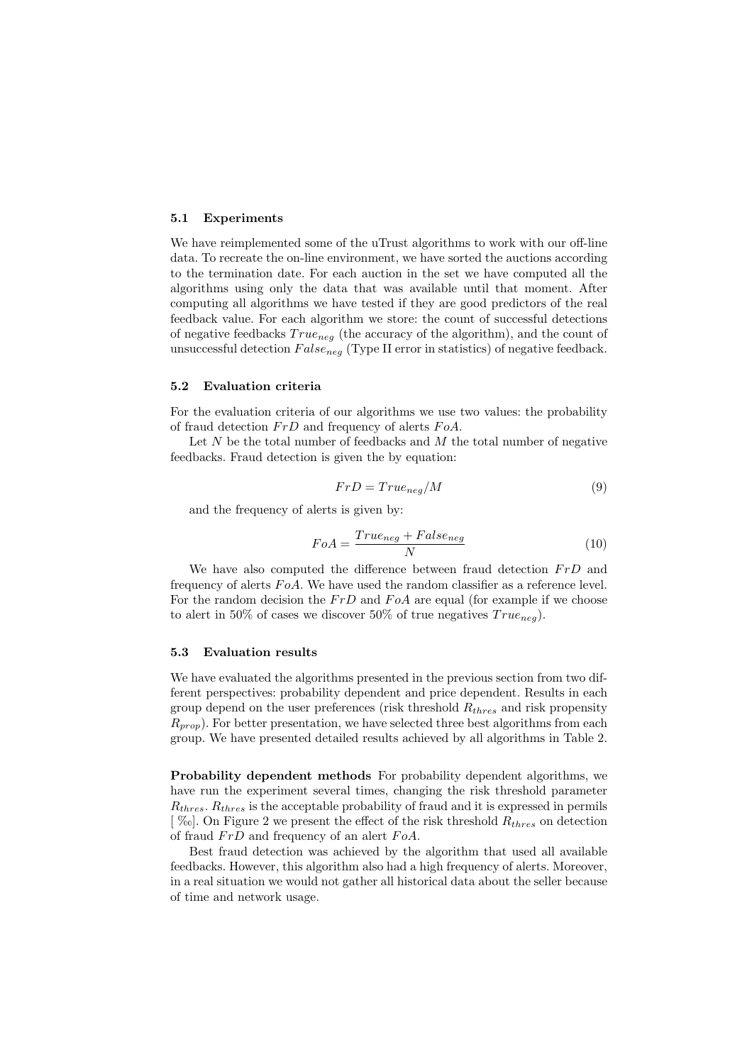### 5.1 Experiments

We have reimplemented some of the uTrust algorithms to work with our off-line data. To recreate the on-line environment, we have sorted the auctions according to the termination date. For each auction in the set we have computed all the algorithms using only the data that was available until that moment. After computing all algorithms we have tested if they are good predictors of the real feedback value. For each algorithm we store: the count of successful detections of negative feedbacks $True_{neg}$ (the accuracy of the algorithm), and the count of unsuccessful detection $False_{neg}$ (Type II error in statistics) of negative feedback.

### 5.2 Evaluation criteria

For the evaluation criteria of our algorithms we use two values: the probability of fraud detection $FrD$ and frequency of alerts $FoA$.

Let $N$ be the total number of feedbacks and $M$ the total number of negative feedbacks. Fraud detection is given the by equation:

$$FrD = True_{neg}/M \tag{9}$$

and the frequency of alerts is given by:

$$FoA = \frac{True_{neg} + False_{neg}}{N} \tag{10}$$

We have also computed the difference between fraud detection $FrD$ and frequency of alerts $FoA$. We have used the random classifier as a reference level. For the random decision the $FrD$ and $FoA$ are equal (for example if we choose to alert in 50% of cases we discover 50% of true negatives $True_{neg}$).

### 5.3 Evaluation results

We have evaluated the algorithms presented in the previous section from two different perspectives: probability dependent and price dependent. Results in each group depend on the user preferences (risk threshold $R_{thres}$ and risk propensity $R_{prop}$). For better presentation, we have selected three best algorithms from each group. We have presented detailed results achieved by all algorithms in Table 2.

**Probability dependent methods** For probability dependent algorithms, we have run the experiment several times, changing the risk threshold parameter $R_{thres}$. $R_{thres}$ is the acceptable probability of fraud and it is expressed in permils [ ‰]. On Figure 2 we present the effect of the risk threshold $R_{thres}$ on detection of fraud $FrD$ and frequency of an alert $FoA$.

Best fraud detection was achieved by the algorithm that used all available feedbacks. However, this algorithm also had a high frequency of alerts. Moreover, in a real situation we would not gather all historical data about the seller because of time and network usage.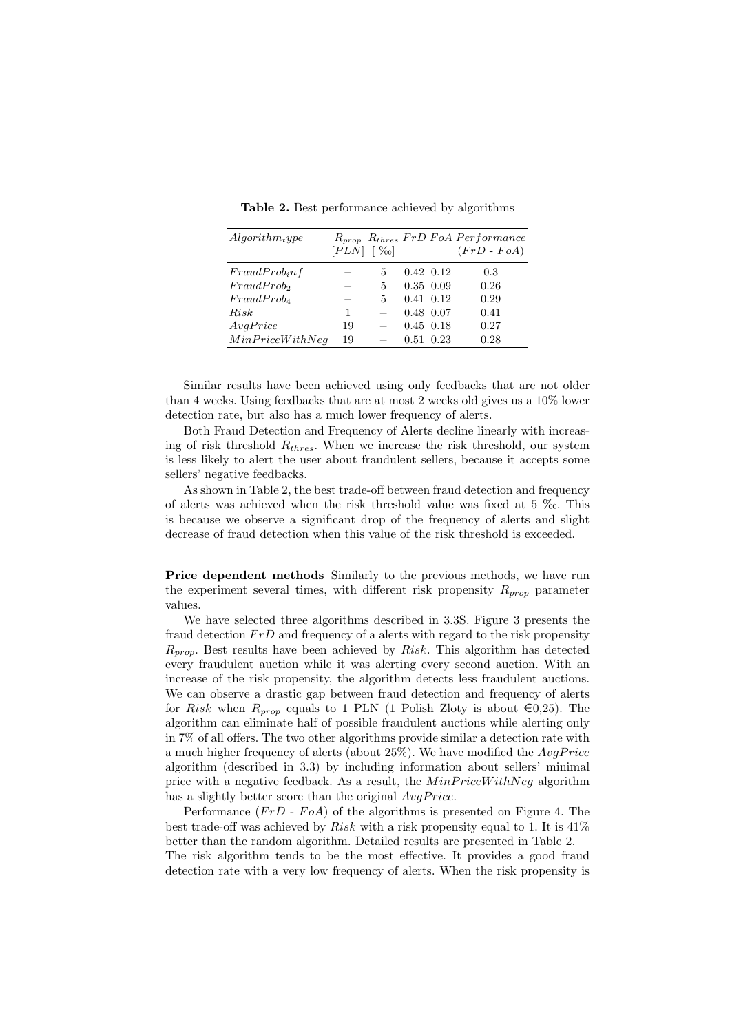**Table 2.** Best performance achieved by algorithms

| $Algorithm_type$ | $R_{prop}$ [$PLN$] | $R_{thres}$ [ ‰] | $FrD$ | $FoA$ | $Performance$ ($FrD$ - $FoA$) |
|---|---|---|---|---|---|
| $FraudProb_inf$ | − | 5 | 0.42 | 0.12 | 0.3 |
| $FraudProb_2$ | − | 5 | 0.35 | 0.09 | 0.26 |
| $FraudProb_4$ | − | 5 | 0.41 | 0.12 | 0.29 |
| $Risk$ | 1 | − | 0.48 | 0.07 | 0.41 |
| $AvgPrice$ | 19 | − | 0.45 | 0.18 | 0.27 |
| $MinPriceWithNeg$ | 19 | − | 0.51 | 0.23 | 0.28 |

Similar results have been achieved using only feedbacks that are not older than 4 weeks. Using feedbacks that are at most 2 weeks old gives us a 10% lower detection rate, but also has a much lower frequency of alerts.

Both Fraud Detection and Frequency of Alerts decline linearly with increasing of risk threshold $R_{thres}$. When we increase the risk threshold, our system is less likely to alert the user about fraudulent sellers, because it accepts some sellers' negative feedbacks.

As shown in Table 2, the best trade-off between fraud detection and frequency of alerts was achieved when the risk threshold value was fixed at 5 ‰. This is because we observe a significant drop of the frequency of alerts and slight decrease of fraud detection when this value of the risk threshold is exceeded.

**Price dependent methods** Similarly to the previous methods, we have run the experiment several times, with different risk propensity $R_{prop}$ parameter values.

We have selected three algorithms described in 3.3S. Figure 3 presents the fraud detection $FrD$ and frequency of a alerts with regard to the risk propensity $R_{prop}$. Best results have been achieved by $Risk$. This algorithm has detected every fraudulent auction while it was alerting every second auction. With an increase of the risk propensity, the algorithm detects less fraudulent auctions. We can observe a drastic gap between fraud detection and frequency of alerts for $Risk$ when $R_{prop}$ equals to 1 PLN (1 Polish Zloty is about €0,25). The algorithm can eliminate half of possible fraudulent auctions while alerting only in 7% of all offers. The two other algorithms provide similar a detection rate with a much higher frequency of alerts (about 25%). We have modified the $AvgPrice$ algorithm (described in 3.3) by including information about sellers' minimal price with a negative feedback. As a result, the $MinPriceWithNeg$ algorithm has a slightly better score than the original $AvgPrice$.

Performance ($FrD$ - $FoA$) of the algorithms is presented on Figure 4. The best trade-off was achieved by $Risk$ with a risk propensity equal to 1. It is 41% better than the random algorithm. Detailed results are presented in Table 2.
The risk algorithm tends to be the most effective. It provides a good fraud detection rate with a very low frequency of alerts. When the risk propensity is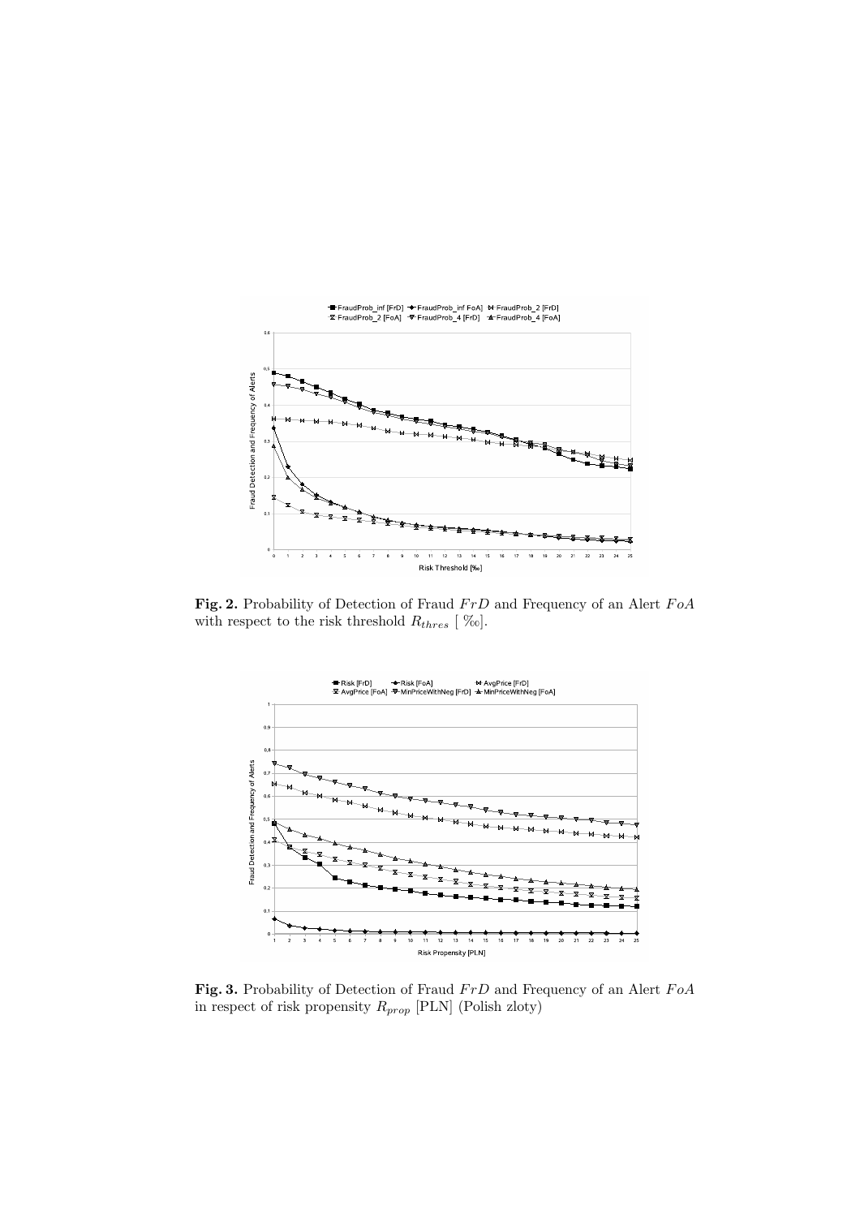**Fig. 2.** Probability of Detection of Fraud $FrD$ and Frequency of an Alert $FoA$ with respect to the risk threshold $R_{thres}$ [ ‰].

**Fig. 3.** Probability of Detection of Fraud $FrD$ and Frequency of an Alert $FoA$ in respect of risk propensity $R_{prop}$ [PLN] (Polish zloty)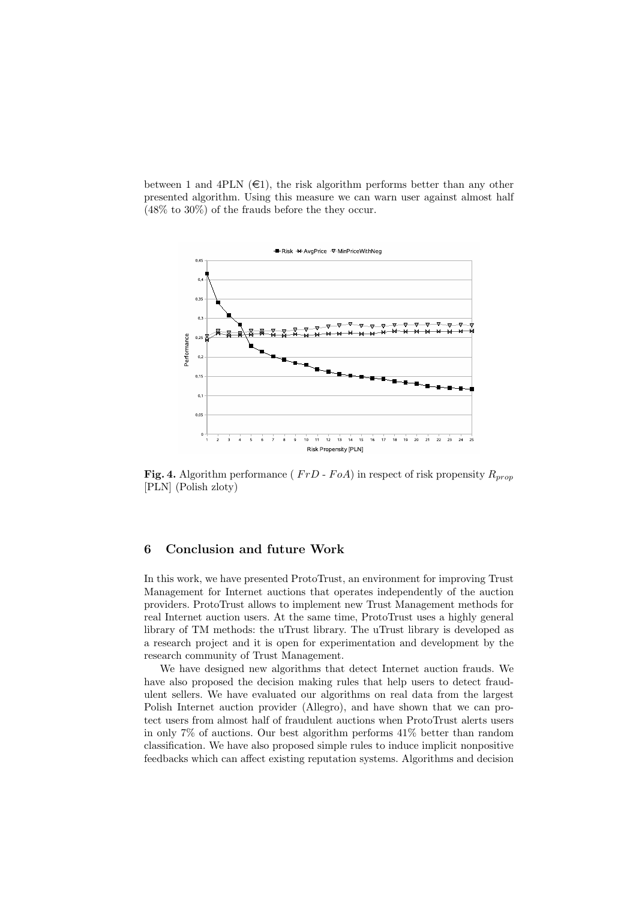between 1 and 4PLN (€1), the risk algorithm performs better than any other presented algorithm. Using this measure we can warn user against almost half (48% to 30%) of the frauds before the they occur.

**Fig. 4.** Algorithm performance ( $FrD$ - $FoA$) in respect of risk propensity $R_{prop}$ [PLN] (Polish zloty)

## 6 Conclusion and future Work

In this work, we have presented ProtoTrust, an environment for improving Trust Management for Internet auctions that operates independently of the auction providers. ProtoTrust allows to implement new Trust Management methods for real Internet auction users. At the same time, ProtoTrust uses a highly general library of TM methods: the uTrust library. The uTrust library is developed as a research project and it is open for experimentation and development by the research community of Trust Management.

We have designed new algorithms that detect Internet auction frauds. We have also proposed the decision making rules that help users to detect fraudulent sellers. We have evaluated our algorithms on real data from the largest Polish Internet auction provider (Allegro), and have shown that we can protect users from almost half of fraudulent auctions when ProtoTrust alerts users in only 7% of auctions. Our best algorithm performs 41% better than random classification. We have also proposed simple rules to induce implicit nonpositive feedbacks which can affect existing reputation systems. Algorithms and decision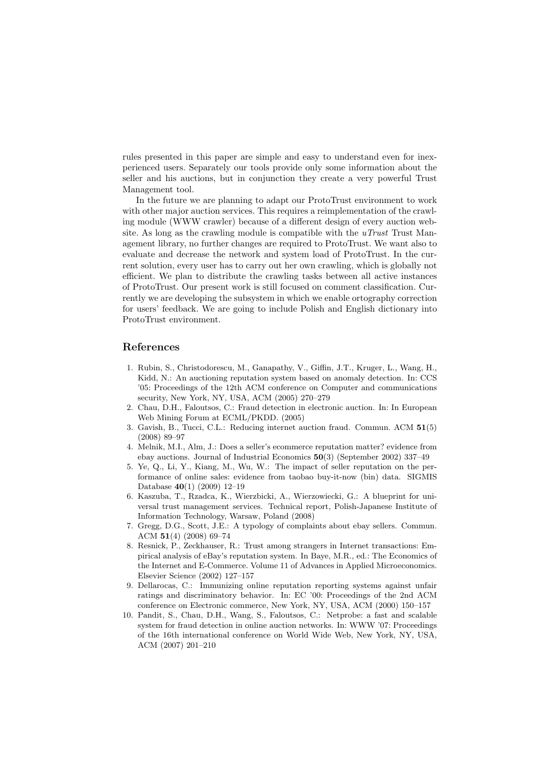rules presented in this paper are simple and easy to understand even for inexperienced users. Separately our tools provide only some information about the seller and his auctions, but in conjunction they create a very powerful Trust Management tool.

In the future we are planning to adapt our ProtoTrust environment to work with other major auction services. This requires a reimplementation of the crawling module (WWW crawler) because of a different design of every auction website. As long as the crawling module is compatible with the *uTrust* Trust Management library, no further changes are required to ProtoTrust. We want also to evaluate and decrease the network and system load of ProtoTrust. In the current solution, every user has to carry out her own crawling, which is globally not efficient. We plan to distribute the crawling tasks between all active instances of ProtoTrust. Our present work is still focused on comment classification. Currently we are developing the subsystem in which we enable ortography correction for users' feedback. We are going to include Polish and English dictionary into ProtoTrust environment.

## References

1. Rubin, S., Christodorescu, M., Ganapathy, V., Giffin, J.T., Kruger, L., Wang, H., Kidd, N.: An auctioning reputation system based on anomaly detection. In: CCS '05: Proceedings of the 12th ACM conference on Computer and communications security, New York, NY, USA, ACM (2005) 270–279
2. Chau, D.H., Faloutsos, C.: Fraud detection in electronic auction. In: In European Web Mining Forum at ECML/PKDD. (2005)
3. Gavish, B., Tucci, C.L.: Reducing internet auction fraud. Commun. ACM **51**(5) (2008) 89–97
4. Melnik, M.I., Alm, J.: Does a seller's ecommerce reputation matter? evidence from ebay auctions. Journal of Industrial Economics **50**(3) (September 2002) 337–49
5. Ye, Q., Li, Y., Kiang, M., Wu, W.: The impact of seller reputation on the performance of online sales: evidence from taobao buy-it-now (bin) data. SIGMIS Database **40**(1) (2009) 12–19
6. Kaszuba, T., Rzadca, K., Wierzbicki, A., Wierzowiecki, G.: A blueprint for universal trust management services. Technical report, Polish-Japanese Institute of Information Technology, Warsaw, Poland (2008)
7. Gregg, D.G., Scott, J.E.: A typology of complaints about ebay sellers. Commun. ACM **51**(4) (2008) 69–74
8. Resnick, P., Zeckhauser, R.: Trust among strangers in Internet transactions: Empirical analysis of eBay's reputation system. In Baye, M.R., ed.: The Economics of the Internet and E-Commerce. Volume 11 of Advances in Applied Microeconomics. Elsevier Science (2002) 127–157
9. Dellarocas, C.: Immunizing online reputation reporting systems against unfair ratings and discriminatory behavior. In: EC '00: Proceedings of the 2nd ACM conference on Electronic commerce, New York, NY, USA, ACM (2000) 150–157
10. Pandit, S., Chau, D.H., Wang, S., Faloutsos, C.: Netprobe: a fast and scalable system for fraud detection in online auction networks. In: WWW '07: Proceedings of the 16th international conference on World Wide Web, New York, NY, USA, ACM (2007) 201–210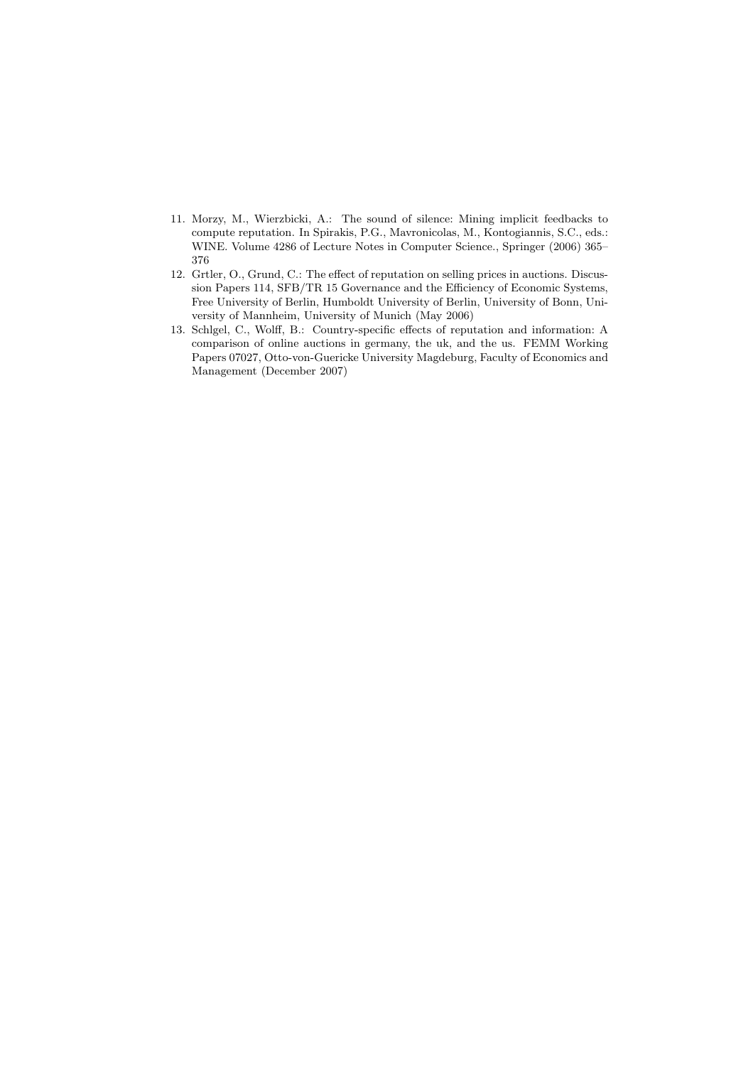11. Morzy, M., Wierzbicki, A.: The sound of silence: Mining implicit feedbacks to compute reputation. In Spirakis, P.G., Mavronicolas, M., Kontogiannis, S.C., eds.: WINE. Volume 4286 of Lecture Notes in Computer Science., Springer (2006) 365–376
12. Grtler, O., Grund, C.: The effect of reputation on selling prices in auctions. Discussion Papers 114, SFB/TR 15 Governance and the Efficiency of Economic Systems, Free University of Berlin, Humboldt University of Berlin, University of Bonn, University of Mannheim, University of Munich (May 2006)
13. Schlgel, C., Wolff, B.: Country-specific effects of reputation and information: A comparison of online auctions in germany, the uk, and the us. FEMM Working Papers 07027, Otto-von-Guericke University Magdeburg, Faculty of Economics and Management (December 2007)